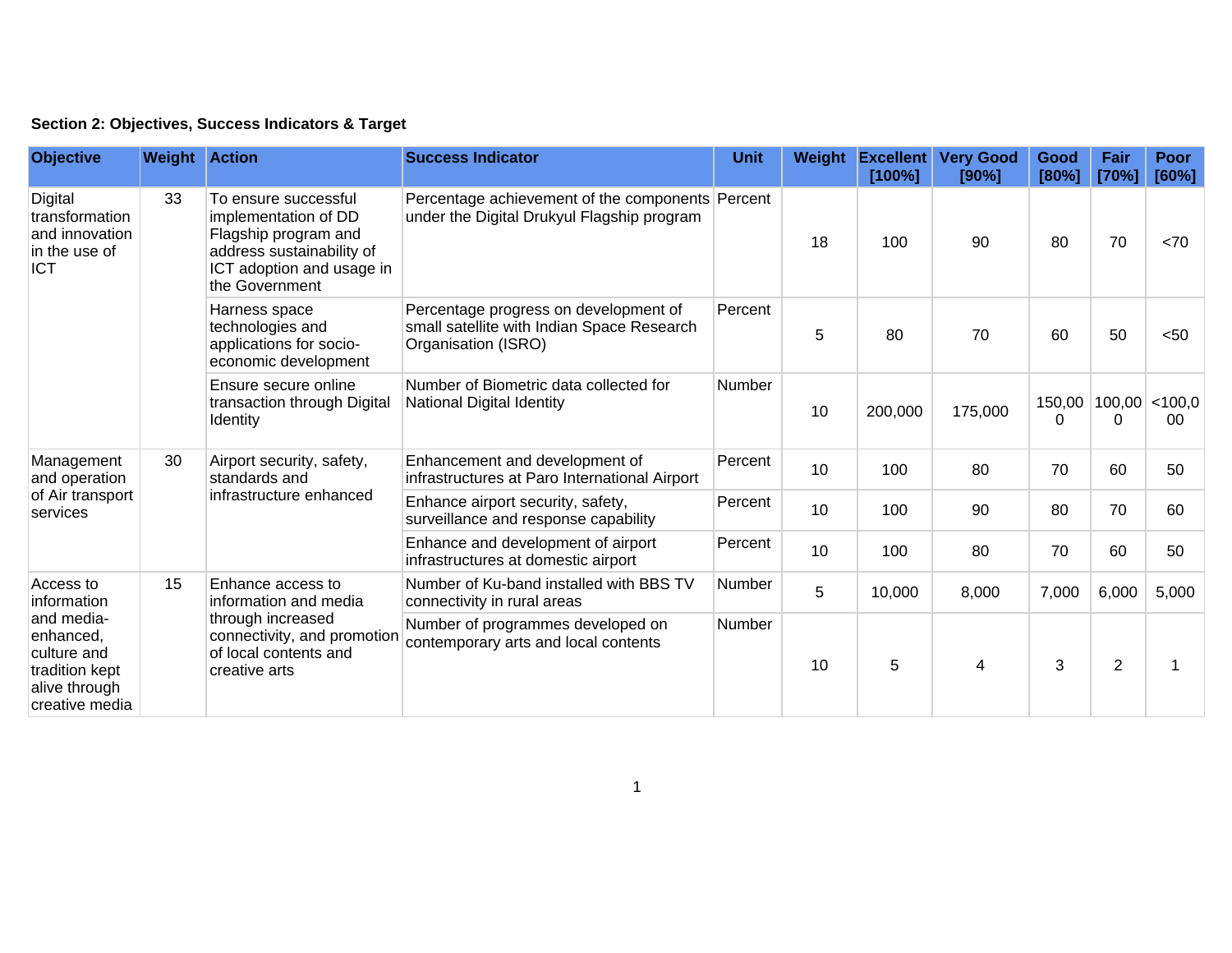**Section 2: Objectives, Success Indicators & Target**

| Objective | Weight | Action | Success Indicator | Unit | Weight | Excellent [100%] | Very Good [90%] | Good [80%] | Fair [70%] | Poor [60%] |
|---|---|---|---|---|---|---|---|---|---|---|
| Digital transformation and innovation in the use of ICT | 33 | To ensure successful implementation of DD Flagship program and address sustainability of ICT adoption and usage in the Government | Percentage achievement of the components under the Digital Drukyul Flagship program | Percent | 18 | 100 | 90 | 80 | 70 | <70 |
| | | Harness space technologies and applications for socio-economic development | Percentage progress on development of small satellite with Indian Space Research Organisation (ISRO) | Percent | 5 | 80 | 70 | 60 | 50 | <50 |
| | | Ensure secure online transaction through Digital Identity | Number of Biometric data collected for National Digital Identity | Number | 10 | 200,000 | 175,000 | 150,000 | 100,000 | <100,000 |
| Management and operation of Air transport services | 30 | Airport security, safety, standards and infrastructure enhanced | Enhancement and development of infrastructures at Paro International Airport | Percent | 10 | 100 | 80 | 70 | 60 | 50 |
| | | | Enhance airport security, safety, surveillance and response capability | Percent | 10 | 100 | 90 | 80 | 70 | 60 |
| | | | Enhance and development of airport infrastructures at domestic airport | Percent | 10 | 100 | 80 | 70 | 60 | 50 |
| Access to information and media-enhanced, culture and tradition kept alive through creative media | 15 | Enhance access to information and media through increased connectivity, and promotion of local contents and creative arts | Number of Ku-band installed with BBS TV connectivity in rural areas | Number | 5 | 10,000 | 8,000 | 7,000 | 6,000 | 5,000 |
| | | | Number of programmes developed on contemporary arts and local contents | Number | 10 | 5 | 4 | 3 | 2 | 1 |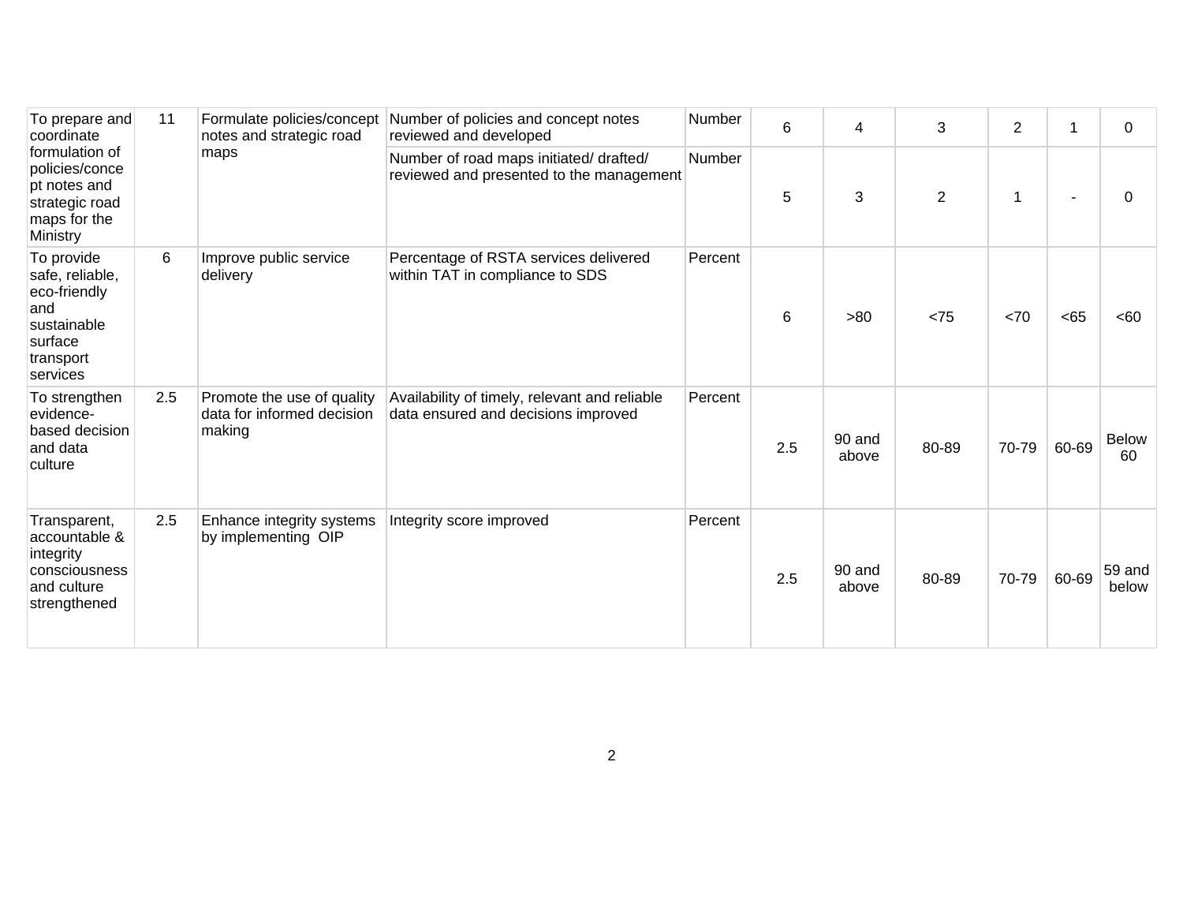| | | | | | | | | | | |
|---|---|---|---|---|---|---|---|---|---|---|
| To prepare and coordinate formulation of policies/concept notes and strategic road maps for the Ministry | 11 | Formulate policies/concept notes and strategic road maps | Number of policies and concept notes reviewed and developed | Number | 6 | 4 | 3 | 2 | 1 | 0 |
| | | | Number of road maps initiated/ drafted/ reviewed and presented to the management | Number | 5 | 3 | 2 | 1 | - | 0 |
| To provide safe, reliable, eco-friendly and sustainable surface transport services | 6 | Improve public service delivery | Percentage of RSTA services delivered within TAT in compliance to SDS | Percent | 6 | >80 | <75 | <70 | <65 | <60 |
| To strengthen evidence-based decision and data culture | 2.5 | Promote the use of quality data for informed decision making | Availability of timely, relevant and reliable data ensured and decisions improved | Percent | 2.5 | 90 and above | 80-89 | 70-79 | 60-69 | Below 60 |
| Transparent, accountable & integrity consciousness and culture strengthened | 2.5 | Enhance integrity systems by implementing OIP | Integrity score improved | Percent | 2.5 | 90 and above | 80-89 | 70-79 | 60-69 | 59 and below |